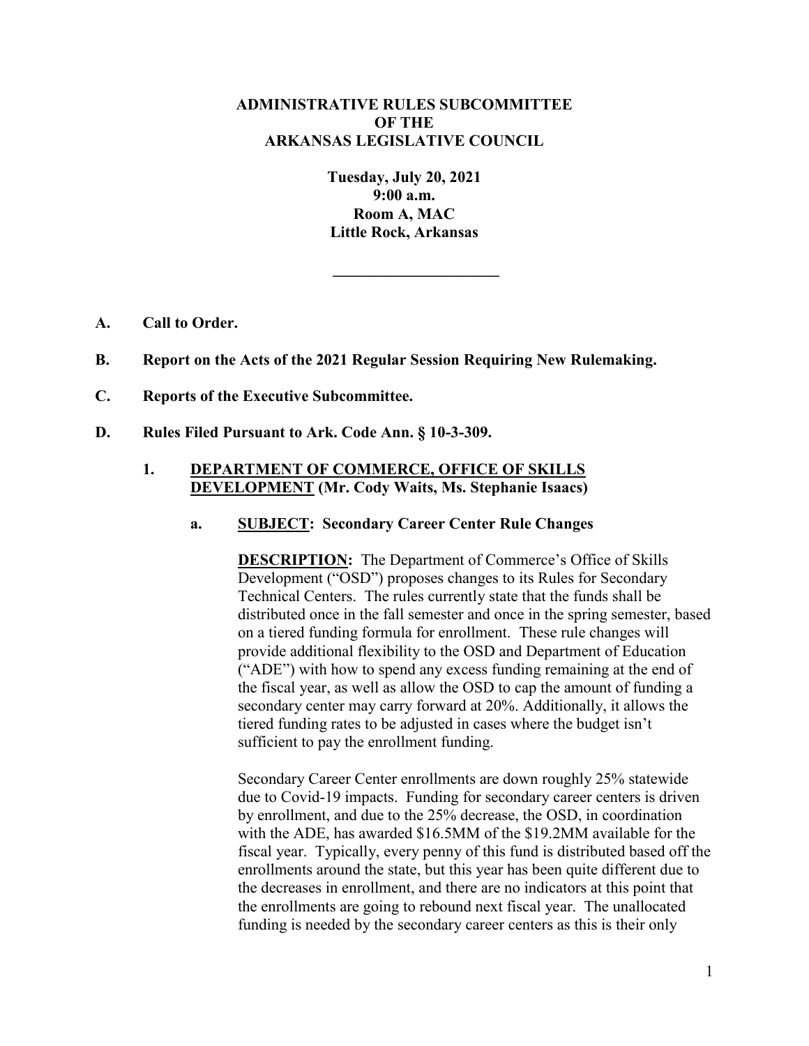**ADMINISTRATIVE RULES SUBCOMMITTEE**
**OF THE**
**ARKANSAS LEGISLATIVE COUNCIL**

**Tuesday, July 20, 2021**
**9:00 a.m.**
**Room A, MAC**
**Little Rock, Arkansas**

---

**A. Call to Order.**

**B. Report on the Acts of the 2021 Regular Session Requiring New Rulemaking.**

**C. Reports of the Executive Subcommittee.**

**D. Rules Filed Pursuant to Ark. Code Ann. § 10-3-309.**

**1. DEPARTMENT OF COMMERCE, OFFICE OF SKILLS DEVELOPMENT (Mr. Cody Waits, Ms. Stephanie Isaacs)**

**a. SUBJECT: Secondary Career Center Rule Changes**

**DESCRIPTION:** The Department of Commerce's Office of Skills Development ("OSD") proposes changes to its Rules for Secondary Technical Centers. The rules currently state that the funds shall be distributed once in the fall semester and once in the spring semester, based on a tiered funding formula for enrollment. These rule changes will provide additional flexibility to the OSD and Department of Education ("ADE") with how to spend any excess funding remaining at the end of the fiscal year, as well as allow the OSD to cap the amount of funding a secondary center may carry forward at 20%. Additionally, it allows the tiered funding rates to be adjusted in cases where the budget isn't sufficient to pay the enrollment funding.

Secondary Career Center enrollments are down roughly 25% statewide due to Covid-19 impacts. Funding for secondary career centers is driven by enrollment, and due to the 25% decrease, the OSD, in coordination with the ADE, has awarded \$16.5MM of the \$19.2MM available for the fiscal year. Typically, every penny of this fund is distributed based off the enrollments around the state, but this year has been quite different due to the decreases in enrollment, and there are no indicators at this point that the enrollments are going to rebound next fiscal year. The unallocated funding is needed by the secondary career centers as this is their only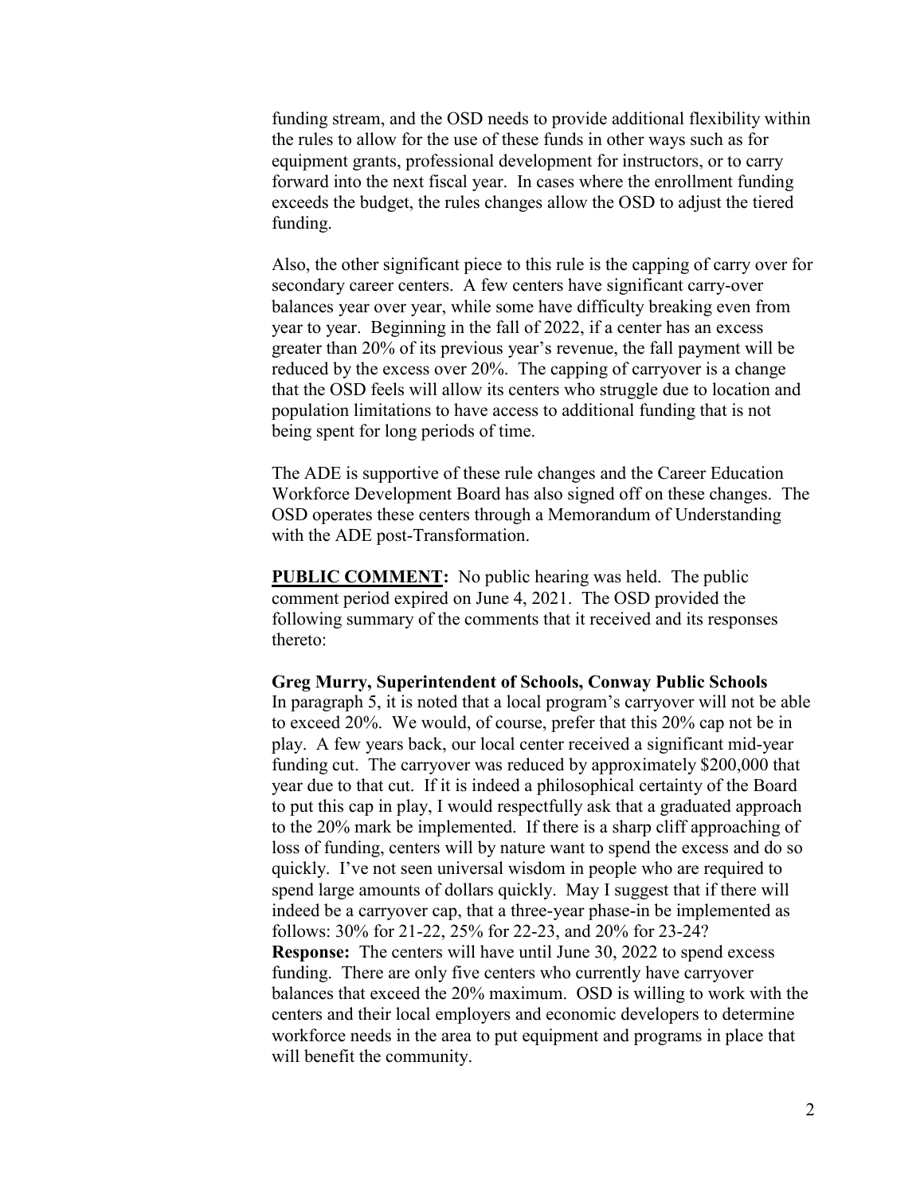funding stream, and the OSD needs to provide additional flexibility within the rules to allow for the use of these funds in other ways such as for equipment grants, professional development for instructors, or to carry forward into the next fiscal year. In cases where the enrollment funding exceeds the budget, the rules changes allow the OSD to adjust the tiered funding.

Also, the other significant piece to this rule is the capping of carry over for secondary career centers. A few centers have significant carry-over balances year over year, while some have difficulty breaking even from year to year. Beginning in the fall of 2022, if a center has an excess greater than 20% of its previous year's revenue, the fall payment will be reduced by the excess over 20%. The capping of carryover is a change that the OSD feels will allow its centers who struggle due to location and population limitations to have access to additional funding that is not being spent for long periods of time.

The ADE is supportive of these rule changes and the Career Education Workforce Development Board has also signed off on these changes. The OSD operates these centers through a Memorandum of Understanding with the ADE post-Transformation.

**PUBLIC COMMENT:** No public hearing was held. The public comment period expired on June 4, 2021. The OSD provided the following summary of the comments that it received and its responses thereto:

**Greg Murry, Superintendent of Schools, Conway Public Schools**
In paragraph 5, it is noted that a local program's carryover will not be able to exceed 20%. We would, of course, prefer that this 20% cap not be in play. A few years back, our local center received a significant mid-year funding cut. The carryover was reduced by approximately $200,000 that year due to that cut. If it is indeed a philosophical certainty of the Board to put this cap in play, I would respectfully ask that a graduated approach to the 20% mark be implemented. If there is a sharp cliff approaching of loss of funding, centers will by nature want to spend the excess and do so quickly. I've not seen universal wisdom in people who are required to spend large amounts of dollars quickly. May I suggest that if there will indeed be a carryover cap, that a three-year phase-in be implemented as follows: 30% for 21-22, 25% for 22-23, and 20% for 23-24?
**Response:** The centers will have until June 30, 2022 to spend excess funding. There are only five centers who currently have carryover balances that exceed the 20% maximum. OSD is willing to work with the centers and their local employers and economic developers to determine workforce needs in the area to put equipment and programs in place that will benefit the community.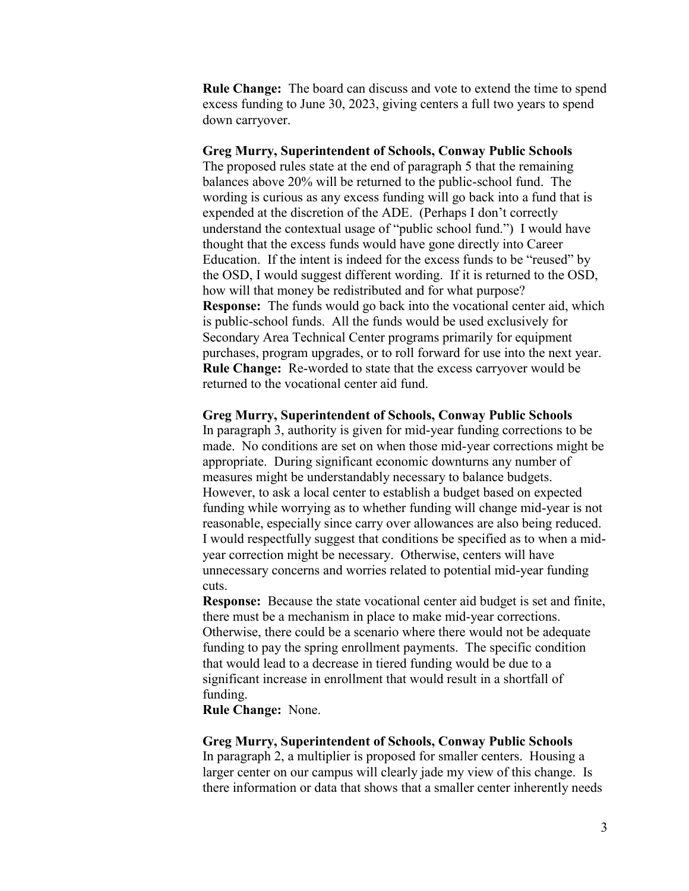**Rule Change:** The board can discuss and vote to extend the time to spend excess funding to June 30, 2023, giving centers a full two years to spend down carryover.

**Greg Murry, Superintendent of Schools, Conway Public Schools**
The proposed rules state at the end of paragraph 5 that the remaining balances above 20% will be returned to the public-school fund. The wording is curious as any excess funding will go back into a fund that is expended at the discretion of the ADE. (Perhaps I don't correctly understand the contextual usage of "public school fund.") I would have thought that the excess funds would have gone directly into Career Education. If the intent is indeed for the excess funds to be "reused" by the OSD, I would suggest different wording. If it is returned to the OSD, how will that money be redistributed and for what purpose?
**Response:** The funds would go back into the vocational center aid, which is public-school funds. All the funds would be used exclusively for Secondary Area Technical Center programs primarily for equipment purchases, program upgrades, or to roll forward for use into the next year.
**Rule Change:** Re-worded to state that the excess carryover would be returned to the vocational center aid fund.

**Greg Murry, Superintendent of Schools, Conway Public Schools**
In paragraph 3, authority is given for mid-year funding corrections to be made. No conditions are set on when those mid-year corrections might be appropriate. During significant economic downturns any number of measures might be understandably necessary to balance budgets. However, to ask a local center to establish a budget based on expected funding while worrying as to whether funding will change mid-year is not reasonable, especially since carry over allowances are also being reduced. I would respectfully suggest that conditions be specified as to when a mid-year correction might be necessary. Otherwise, centers will have unnecessary concerns and worries related to potential mid-year funding cuts.
**Response:** Because the state vocational center aid budget is set and finite, there must be a mechanism in place to make mid-year corrections. Otherwise, there could be a scenario where there would not be adequate funding to pay the spring enrollment payments. The specific condition that would lead to a decrease in tiered funding would be due to a significant increase in enrollment that would result in a shortfall of funding.
**Rule Change:** None.

**Greg Murry, Superintendent of Schools, Conway Public Schools**
In paragraph 2, a multiplier is proposed for smaller centers. Housing a larger center on our campus will clearly jade my view of this change. Is there information or data that shows that a smaller center inherently needs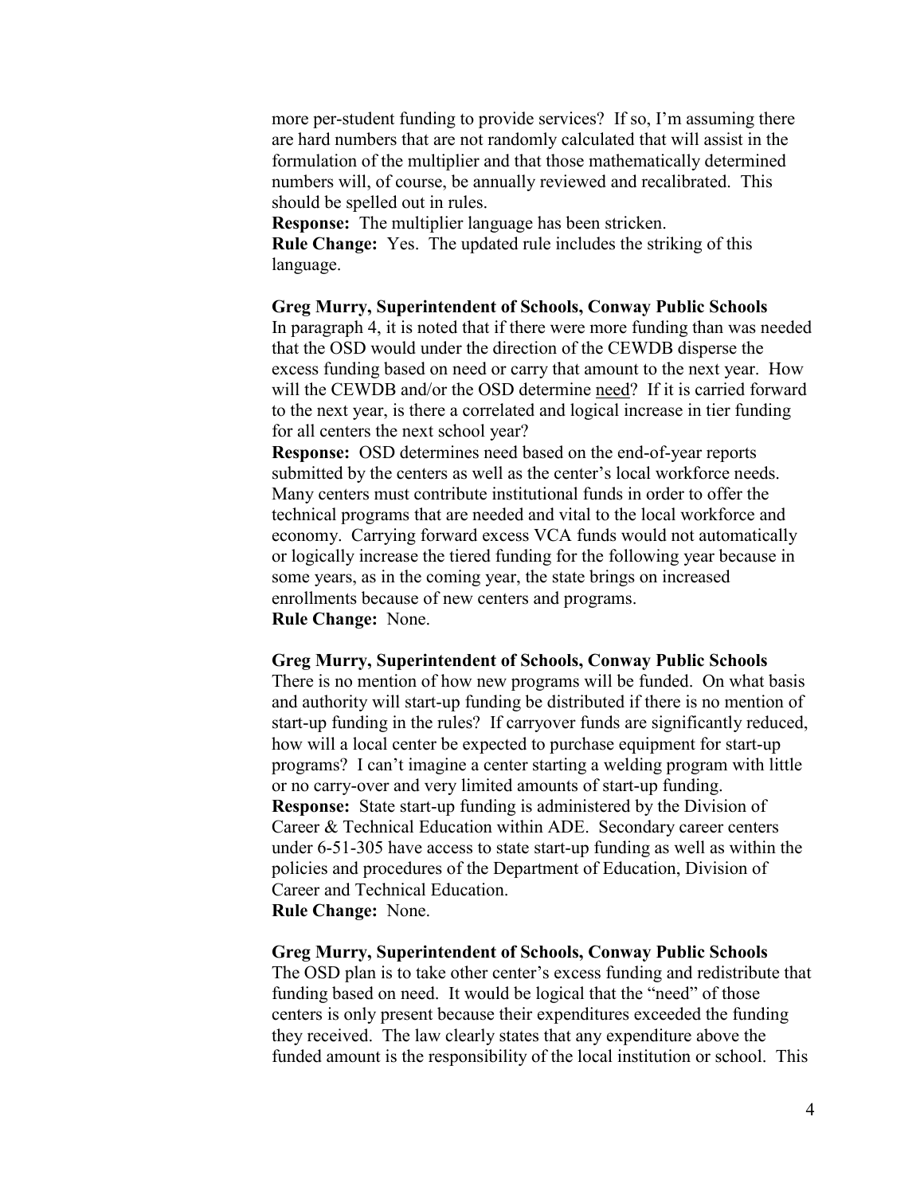more per-student funding to provide services? If so, I'm assuming there are hard numbers that are not randomly calculated that will assist in the formulation of the multiplier and that those mathematically determined numbers will, of course, be annually reviewed and recalibrated. This should be spelled out in rules.

**Response:** The multiplier language has been stricken.

**Rule Change:** Yes. The updated rule includes the striking of this language.

**Greg Murry, Superintendent of Schools, Conway Public Schools**

In paragraph 4, it is noted that if there were more funding than was needed that the OSD would under the direction of the CEWDB disperse the excess funding based on need or carry that amount to the next year. How will the CEWDB and/or the OSD determine <u>need</u>? If it is carried forward to the next year, is there a correlated and logical increase in tier funding for all centers the next school year?

**Response:** OSD determines need based on the end-of-year reports submitted by the centers as well as the center's local workforce needs. Many centers must contribute institutional funds in order to offer the technical programs that are needed and vital to the local workforce and economy. Carrying forward excess VCA funds would not automatically or logically increase the tiered funding for the following year because in some years, as in the coming year, the state brings on increased enrollments because of new centers and programs.

**Rule Change:** None.

**Greg Murry, Superintendent of Schools, Conway Public Schools**

There is no mention of how new programs will be funded. On what basis and authority will start-up funding be distributed if there is no mention of start-up funding in the rules? If carryover funds are significantly reduced, how will a local center be expected to purchase equipment for start-up programs? I can't imagine a center starting a welding program with little or no carry-over and very limited amounts of start-up funding.

**Response:** State start-up funding is administered by the Division of Career & Technical Education within ADE. Secondary career centers under 6-51-305 have access to state start-up funding as well as within the policies and procedures of the Department of Education, Division of Career and Technical Education.

**Rule Change:** None.

**Greg Murry, Superintendent of Schools, Conway Public Schools**

The OSD plan is to take other center's excess funding and redistribute that funding based on need. It would be logical that the "need" of those centers is only present because their expenditures exceeded the funding they received. The law clearly states that any expenditure above the funded amount is the responsibility of the local institution or school. This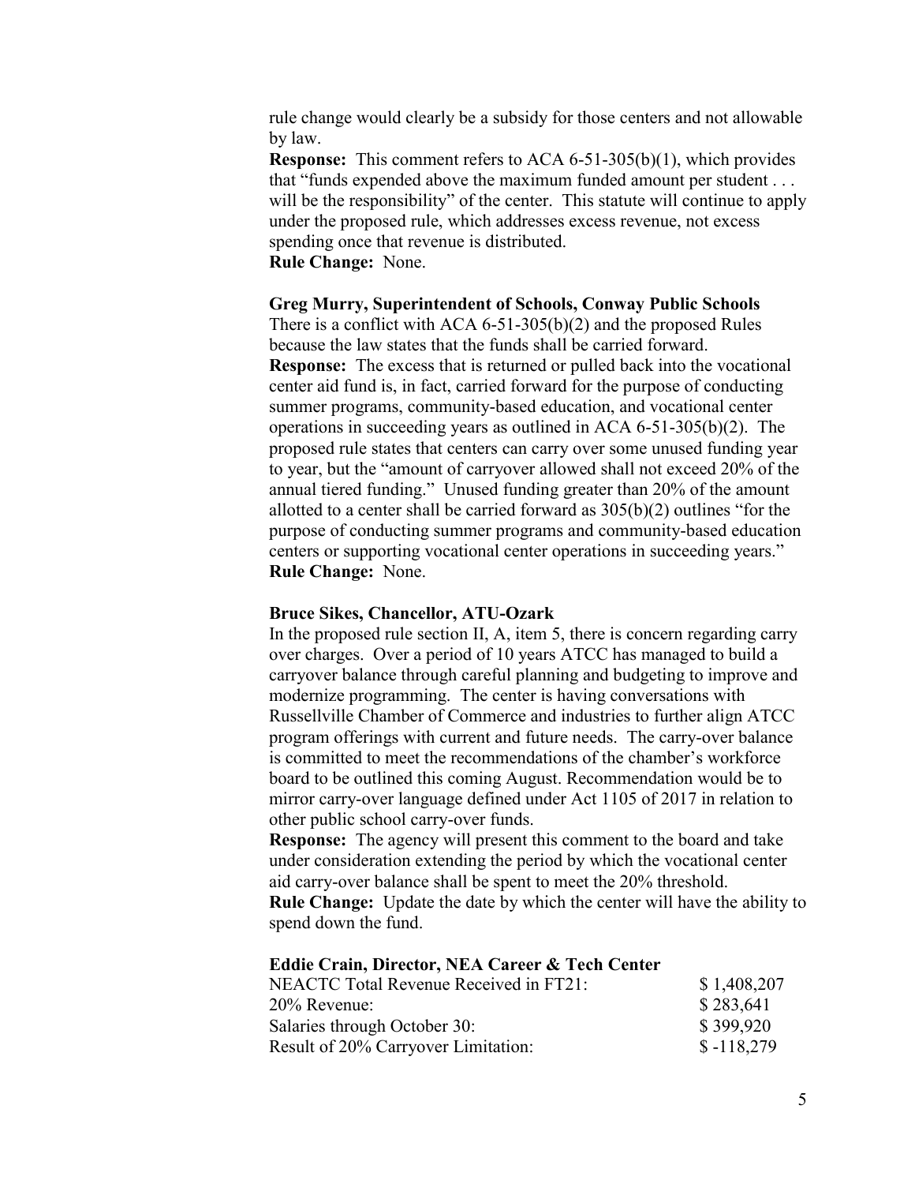rule change would clearly be a subsidy for those centers and not allowable by law.

**Response:** This comment refers to ACA 6-51-305(b)(1), which provides that "funds expended above the maximum funded amount per student . . . will be the responsibility" of the center. This statute will continue to apply under the proposed rule, which addresses excess revenue, not excess spending once that revenue is distributed.

**Rule Change:** None.

**Greg Murry, Superintendent of Schools, Conway Public Schools**

There is a conflict with ACA 6-51-305(b)(2) and the proposed Rules because the law states that the funds shall be carried forward.

**Response:** The excess that is returned or pulled back into the vocational center aid fund is, in fact, carried forward for the purpose of conducting summer programs, community-based education, and vocational center operations in succeeding years as outlined in ACA 6-51-305(b)(2). The proposed rule states that centers can carry over some unused funding year to year, but the "amount of carryover allowed shall not exceed 20% of the annual tiered funding." Unused funding greater than 20% of the amount allotted to a center shall be carried forward as 305(b)(2) outlines "for the purpose of conducting summer programs and community-based education centers or supporting vocational center operations in succeeding years."

**Rule Change:** None.

**Bruce Sikes, Chancellor, ATU-Ozark**

In the proposed rule section II, A, item 5, there is concern regarding carry over charges. Over a period of 10 years ATCC has managed to build a carryover balance through careful planning and budgeting to improve and modernize programming. The center is having conversations with Russellville Chamber of Commerce and industries to further align ATCC program offerings with current and future needs. The carry-over balance is committed to meet the recommendations of the chamber's workforce board to be outlined this coming August. Recommendation would be to mirror carry-over language defined under Act 1105 of 2017 in relation to other public school carry-over funds.

**Response:** The agency will present this comment to the board and take under consideration extending the period by which the vocational center aid carry-over balance shall be spent to meet the 20% threshold.

**Rule Change:** Update the date by which the center will have the ability to spend down the fund.

**Eddie Crain, Director, NEA Career & Tech Center**

| | |
|---|---|
| NEACTC Total Revenue Received in FT21: | \$ 1,408,207 |
| 20% Revenue: | \$ 283,641 |
| Salaries through October 30: | \$ 399,920 |
| Result of 20% Carryover Limitation: | \$ -118,279 |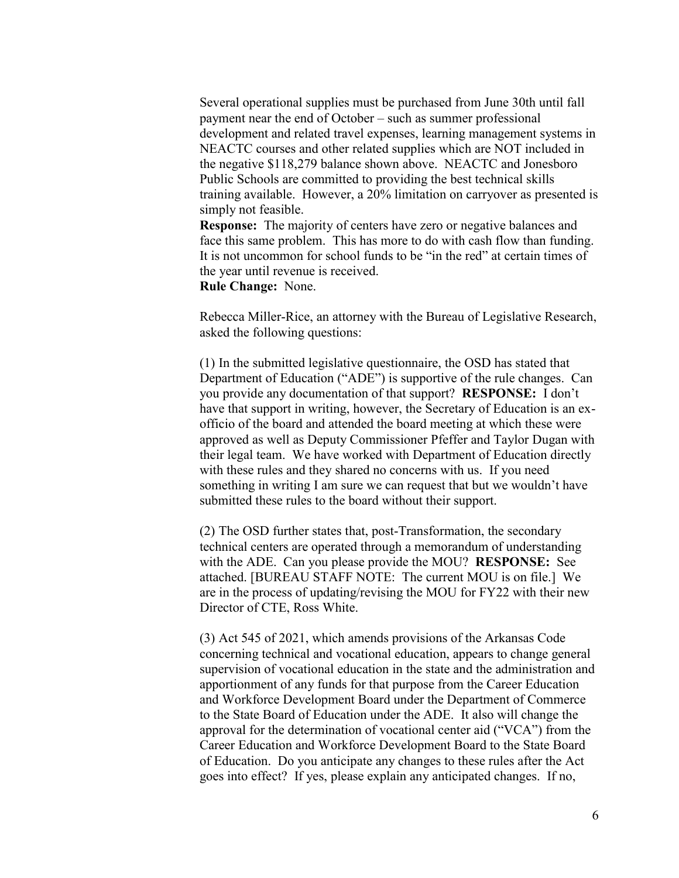Several operational supplies must be purchased from June 30th until fall payment near the end of October – such as summer professional development and related travel expenses, learning management systems in NEACTC courses and other related supplies which are NOT included in the negative $118,279 balance shown above. NEACTC and Jonesboro Public Schools are committed to providing the best technical skills training available. However, a 20% limitation on carryover as presented is simply not feasible.

**Response:** The majority of centers have zero or negative balances and face this same problem. This has more to do with cash flow than funding. It is not uncommon for school funds to be "in the red" at certain times of the year until revenue is received.

**Rule Change:** None.

Rebecca Miller-Rice, an attorney with the Bureau of Legislative Research, asked the following questions:

(1) In the submitted legislative questionnaire, the OSD has stated that Department of Education ("ADE") is supportive of the rule changes. Can you provide any documentation of that support? **RESPONSE:** I don't have that support in writing, however, the Secretary of Education is an ex-officio of the board and attended the board meeting at which these were approved as well as Deputy Commissioner Pfeffer and Taylor Dugan with their legal team. We have worked with Department of Education directly with these rules and they shared no concerns with us. If you need something in writing I am sure we can request that but we wouldn't have submitted these rules to the board without their support.

(2) The OSD further states that, post-Transformation, the secondary technical centers are operated through a memorandum of understanding with the ADE. Can you please provide the MOU? **RESPONSE:** See attached. [BUREAU STAFF NOTE: The current MOU is on file.] We are in the process of updating/revising the MOU for FY22 with their new Director of CTE, Ross White.

(3) Act 545 of 2021, which amends provisions of the Arkansas Code concerning technical and vocational education, appears to change general supervision of vocational education in the state and the administration and apportionment of any funds for that purpose from the Career Education and Workforce Development Board under the Department of Commerce to the State Board of Education under the ADE. It also will change the approval for the determination of vocational center aid ("VCA") from the Career Education and Workforce Development Board to the State Board of Education. Do you anticipate any changes to these rules after the Act goes into effect? If yes, please explain any anticipated changes. If no,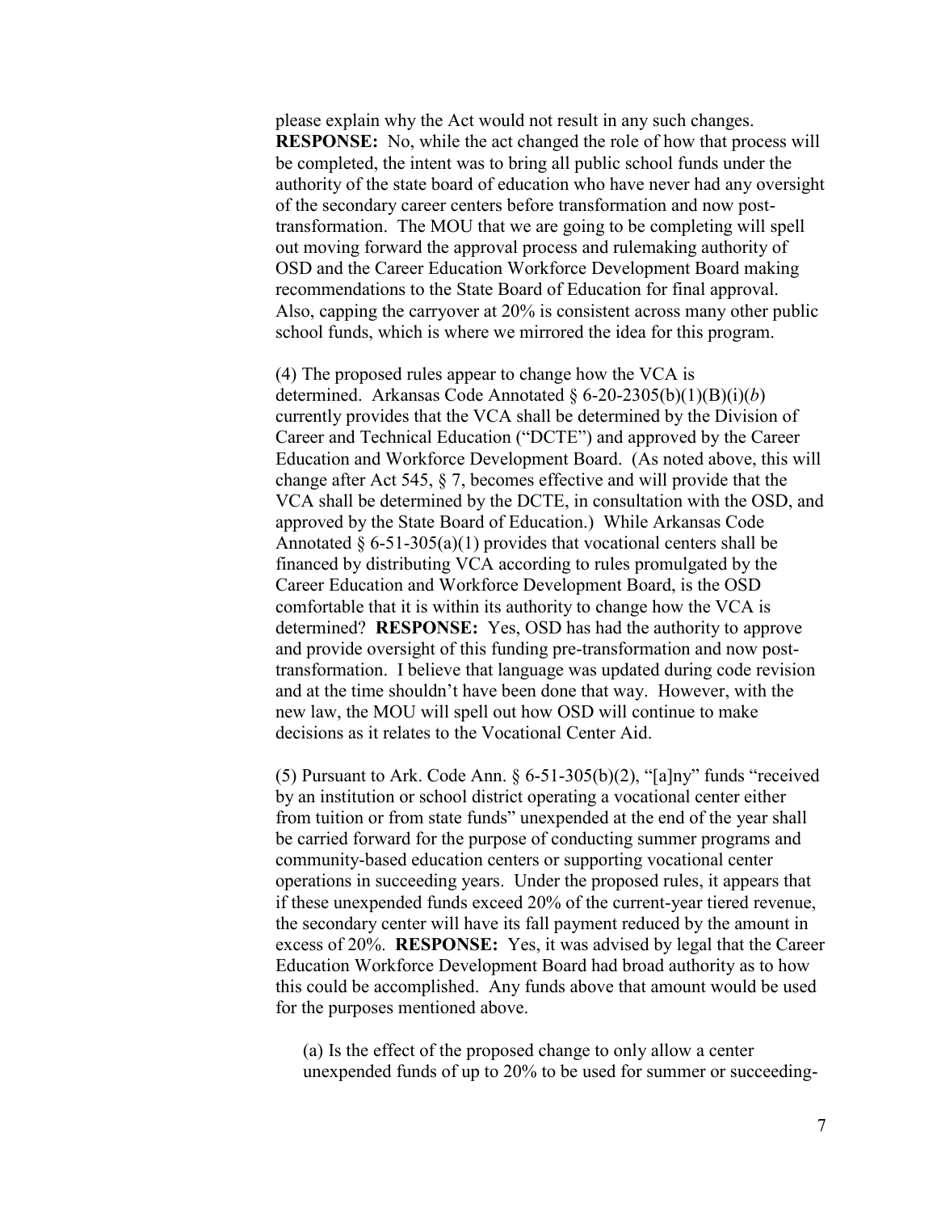please explain why the Act would not result in any such changes. **RESPONSE:** No, while the act changed the role of how that process will be completed, the intent was to bring all public school funds under the authority of the state board of education who have never had any oversight of the secondary career centers before transformation and now post-transformation. The MOU that we are going to be completing will spell out moving forward the approval process and rulemaking authority of OSD and the Career Education Workforce Development Board making recommendations to the State Board of Education for final approval. Also, capping the carryover at 20% is consistent across many other public school funds, which is where we mirrored the idea for this program.

(4) The proposed rules appear to change how the VCA is determined. Arkansas Code Annotated § 6-20-2305(b)(1)(B)(i)(*b*) currently provides that the VCA shall be determined by the Division of Career and Technical Education ("DCTE") and approved by the Career Education and Workforce Development Board. (As noted above, this will change after Act 545, § 7, becomes effective and will provide that the VCA shall be determined by the DCTE, in consultation with the OSD, and approved by the State Board of Education.) While Arkansas Code Annotated § 6-51-305(a)(1) provides that vocational centers shall be financed by distributing VCA according to rules promulgated by the Career Education and Workforce Development Board, is the OSD comfortable that it is within its authority to change how the VCA is determined? **RESPONSE:** Yes, OSD has had the authority to approve and provide oversight of this funding pre-transformation and now post-transformation. I believe that language was updated during code revision and at the time shouldn't have been done that way. However, with the new law, the MOU will spell out how OSD will continue to make decisions as it relates to the Vocational Center Aid.

(5) Pursuant to Ark. Code Ann. § 6-51-305(b)(2), "[a]ny" funds "received by an institution or school district operating a vocational center either from tuition or from state funds" unexpended at the end of the year shall be carried forward for the purpose of conducting summer programs and community-based education centers or supporting vocational center operations in succeeding years. Under the proposed rules, it appears that if these unexpended funds exceed 20% of the current-year tiered revenue, the secondary center will have its fall payment reduced by the amount in excess of 20%. **RESPONSE:** Yes, it was advised by legal that the Career Education Workforce Development Board had broad authority as to how this could be accomplished. Any funds above that amount would be used for the purposes mentioned above.

(a) Is the effect of the proposed change to only allow a center unexpended funds of up to 20% to be used for summer or succeeding-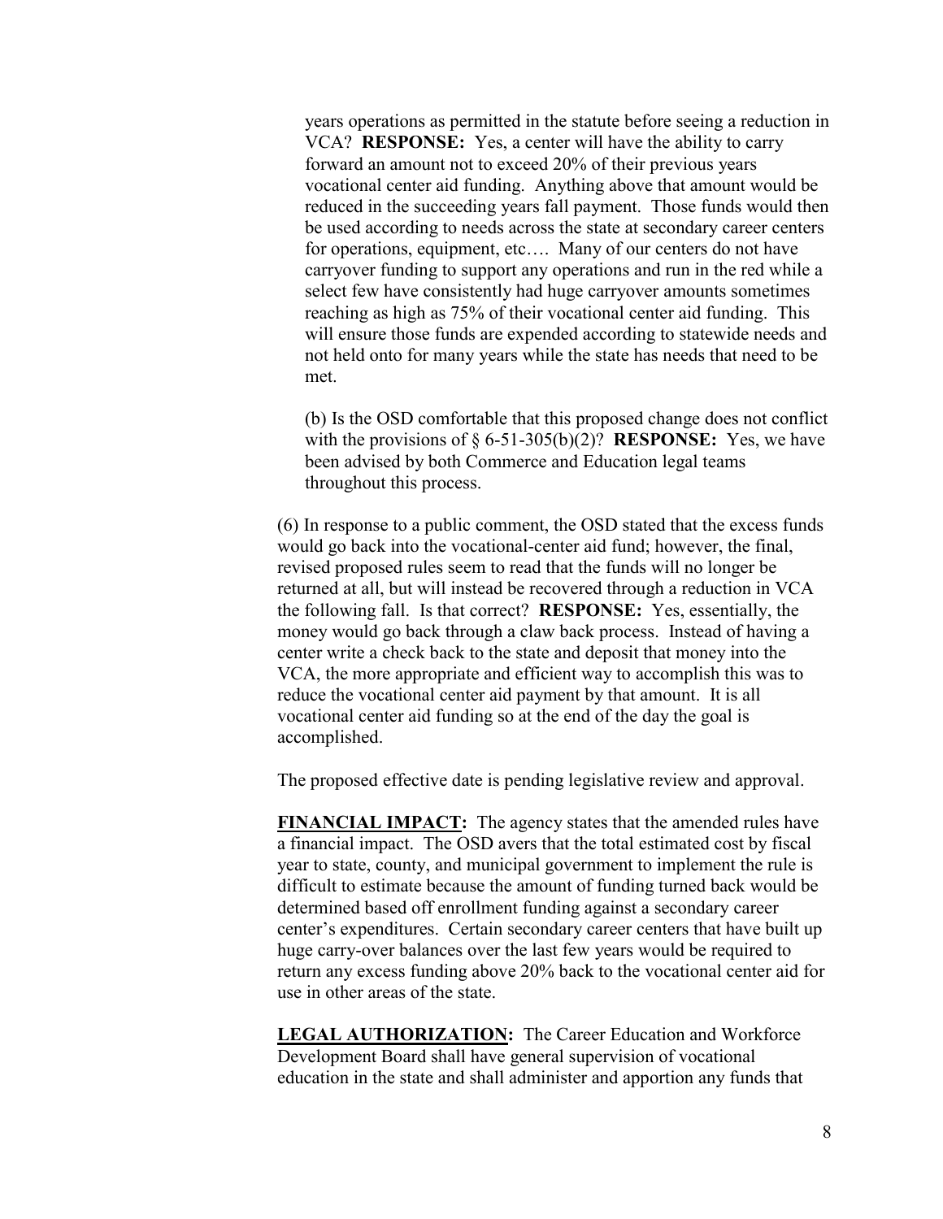years operations as permitted in the statute before seeing a reduction in VCA? **RESPONSE:** Yes, a center will have the ability to carry forward an amount not to exceed 20% of their previous years vocational center aid funding. Anything above that amount would be reduced in the succeeding years fall payment. Those funds would then be used according to needs across the state at secondary career centers for operations, equipment, etc…. Many of our centers do not have carryover funding to support any operations and run in the red while a select few have consistently had huge carryover amounts sometimes reaching as high as 75% of their vocational center aid funding. This will ensure those funds are expended according to statewide needs and not held onto for many years while the state has needs that need to be met.

(b) Is the OSD comfortable that this proposed change does not conflict with the provisions of § 6-51-305(b)(2)? **RESPONSE:** Yes, we have been advised by both Commerce and Education legal teams throughout this process.

(6) In response to a public comment, the OSD stated that the excess funds would go back into the vocational-center aid fund; however, the final, revised proposed rules seem to read that the funds will no longer be returned at all, but will instead be recovered through a reduction in VCA the following fall. Is that correct? **RESPONSE:** Yes, essentially, the money would go back through a claw back process. Instead of having a center write a check back to the state and deposit that money into the VCA, the more appropriate and efficient way to accomplish this was to reduce the vocational center aid payment by that amount. It is all vocational center aid funding so at the end of the day the goal is accomplished.

The proposed effective date is pending legislative review and approval.

**FINANCIAL IMPACT:** The agency states that the amended rules have a financial impact. The OSD avers that the total estimated cost by fiscal year to state, county, and municipal government to implement the rule is difficult to estimate because the amount of funding turned back would be determined based off enrollment funding against a secondary career center's expenditures. Certain secondary career centers that have built up huge carry-over balances over the last few years would be required to return any excess funding above 20% back to the vocational center aid for use in other areas of the state.

**LEGAL AUTHORIZATION:** The Career Education and Workforce Development Board shall have general supervision of vocational education in the state and shall administer and apportion any funds that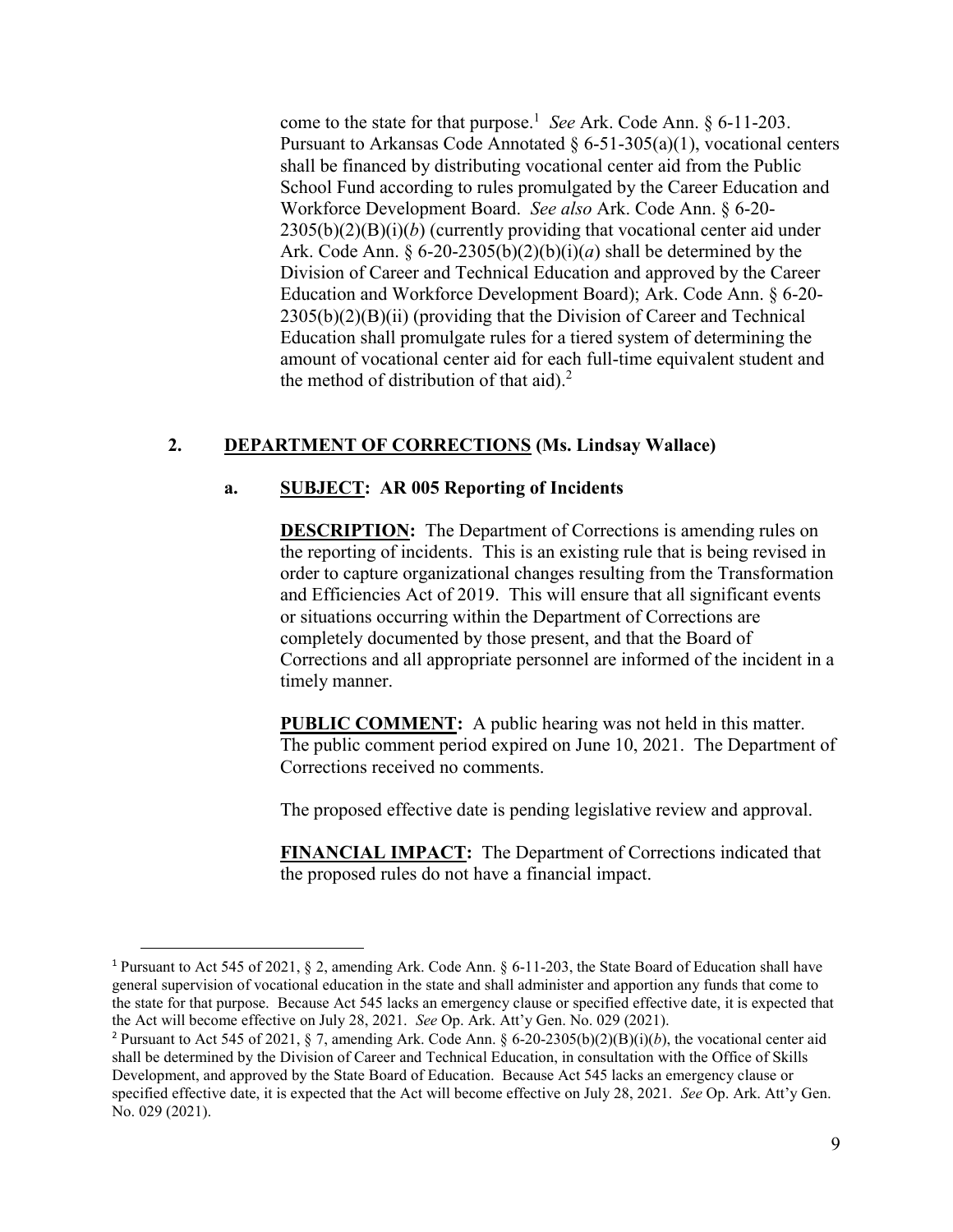come to the state for that purpose.[1] *See* Ark. Code Ann. § 6-11-203. Pursuant to Arkansas Code Annotated § 6-51-305(a)(1), vocational centers shall be financed by distributing vocational center aid from the Public School Fund according to rules promulgated by the Career Education and Workforce Development Board. *See also* Ark. Code Ann. § 6-20-2305(b)(2)(B)(i)(*b*) (currently providing that vocational center aid under Ark. Code Ann. § 6-20-2305(b)(2)(b)(i)(*a*) shall be determined by the Division of Career and Technical Education and approved by the Career Education and Workforce Development Board); Ark. Code Ann. § 6-20-2305(b)(2)(B)(ii) (providing that the Division of Career and Technical Education shall promulgate rules for a tiered system of determining the amount of vocational center aid for each full-time equivalent student and the method of distribution of that aid).[2]

**2. DEPARTMENT OF CORRECTIONS (Ms. Lindsay Wallace)**

**a. SUBJECT: AR 005 Reporting of Incidents**

**DESCRIPTION:** The Department of Corrections is amending rules on the reporting of incidents. This is an existing rule that is being revised in order to capture organizational changes resulting from the Transformation and Efficiencies Act of 2019. This will ensure that all significant events or situations occurring within the Department of Corrections are completely documented by those present, and that the Board of Corrections and all appropriate personnel are informed of the incident in a timely manner.

**PUBLIC COMMENT:** A public hearing was not held in this matter. The public comment period expired on June 10, 2021. The Department of Corrections received no comments.

The proposed effective date is pending legislative review and approval.

**FINANCIAL IMPACT:** The Department of Corrections indicated that the proposed rules do not have a financial impact.

---

[1] Pursuant to Act 545 of 2021, § 2, amending Ark. Code Ann. § 6-11-203, the State Board of Education shall have general supervision of vocational education in the state and shall administer and apportion any funds that come to the state for that purpose. Because Act 545 lacks an emergency clause or specified effective date, it is expected that the Act will become effective on July 28, 2021. *See* Op. Ark. Att'y Gen. No. 029 (2021).

[2] Pursuant to Act 545 of 2021, § 7, amending Ark. Code Ann. § 6-20-2305(b)(2)(B)(i)(*b*), the vocational center aid shall be determined by the Division of Career and Technical Education, in consultation with the Office of Skills Development, and approved by the State Board of Education. Because Act 545 lacks an emergency clause or specified effective date, it is expected that the Act will become effective on July 28, 2021. *See* Op. Ark. Att'y Gen. No. 029 (2021).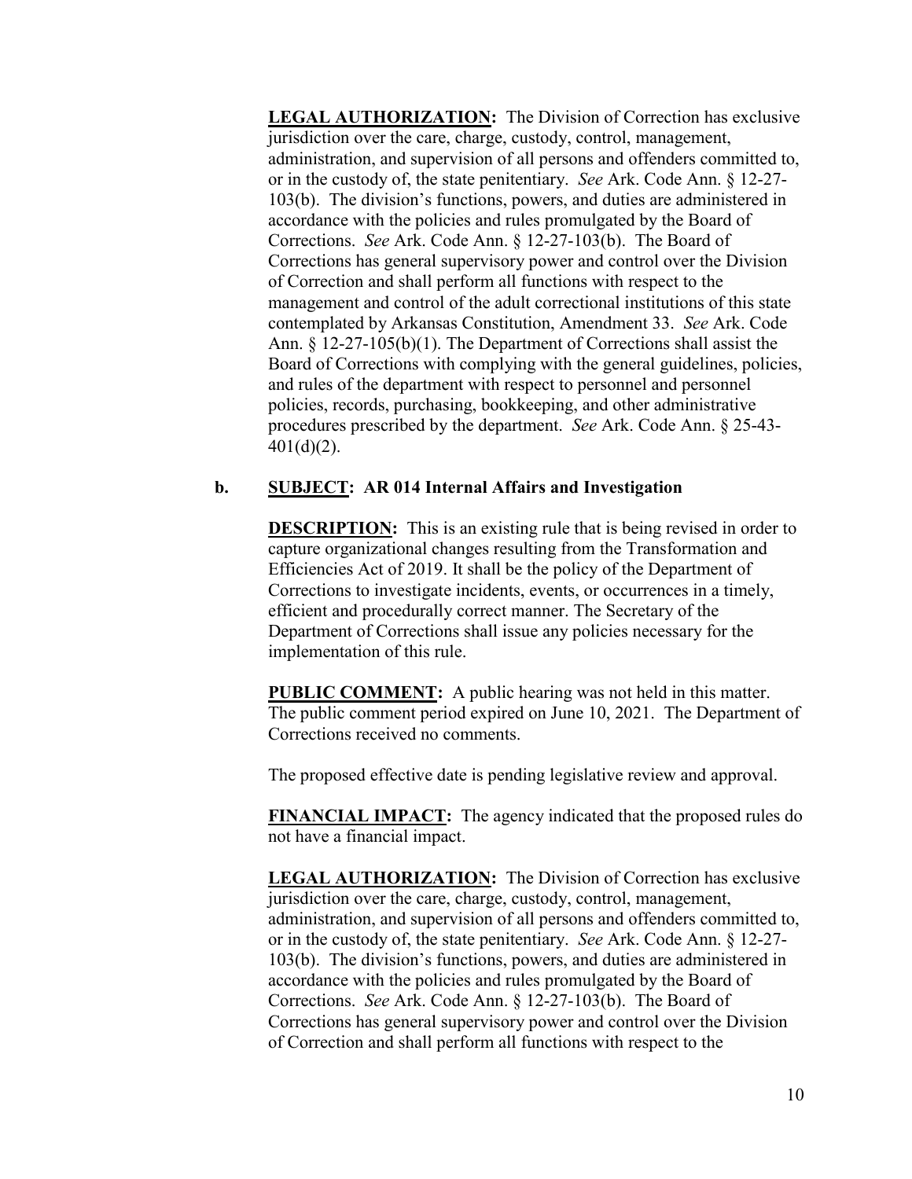**LEGAL AUTHORIZATION:** The Division of Correction has exclusive jurisdiction over the care, charge, custody, control, management, administration, and supervision of all persons and offenders committed to, or in the custody of, the state penitentiary. *See* Ark. Code Ann. § 12-27-103(b). The division's functions, powers, and duties are administered in accordance with the policies and rules promulgated by the Board of Corrections. *See* Ark. Code Ann. § 12-27-103(b). The Board of Corrections has general supervisory power and control over the Division of Correction and shall perform all functions with respect to the management and control of the adult correctional institutions of this state contemplated by Arkansas Constitution, Amendment 33. *See* Ark. Code Ann. § 12-27-105(b)(1). The Department of Corrections shall assist the Board of Corrections with complying with the general guidelines, policies, and rules of the department with respect to personnel and personnel policies, records, purchasing, bookkeeping, and other administrative procedures prescribed by the department. *See* Ark. Code Ann. § 25-43-401(d)(2).

**b. SUBJECT: AR 014 Internal Affairs and Investigation**

**DESCRIPTION:** This is an existing rule that is being revised in order to capture organizational changes resulting from the Transformation and Efficiencies Act of 2019. It shall be the policy of the Department of Corrections to investigate incidents, events, or occurrences in a timely, efficient and procedurally correct manner. The Secretary of the Department of Corrections shall issue any policies necessary for the implementation of this rule.

**PUBLIC COMMENT:** A public hearing was not held in this matter. The public comment period expired on June 10, 2021. The Department of Corrections received no comments.

The proposed effective date is pending legislative review and approval.

**FINANCIAL IMPACT:** The agency indicated that the proposed rules do not have a financial impact.

**LEGAL AUTHORIZATION:** The Division of Correction has exclusive jurisdiction over the care, charge, custody, control, management, administration, and supervision of all persons and offenders committed to, or in the custody of, the state penitentiary. *See* Ark. Code Ann. § 12-27-103(b). The division's functions, powers, and duties are administered in accordance with the policies and rules promulgated by the Board of Corrections. *See* Ark. Code Ann. § 12-27-103(b). The Board of Corrections has general supervisory power and control over the Division of Correction and shall perform all functions with respect to the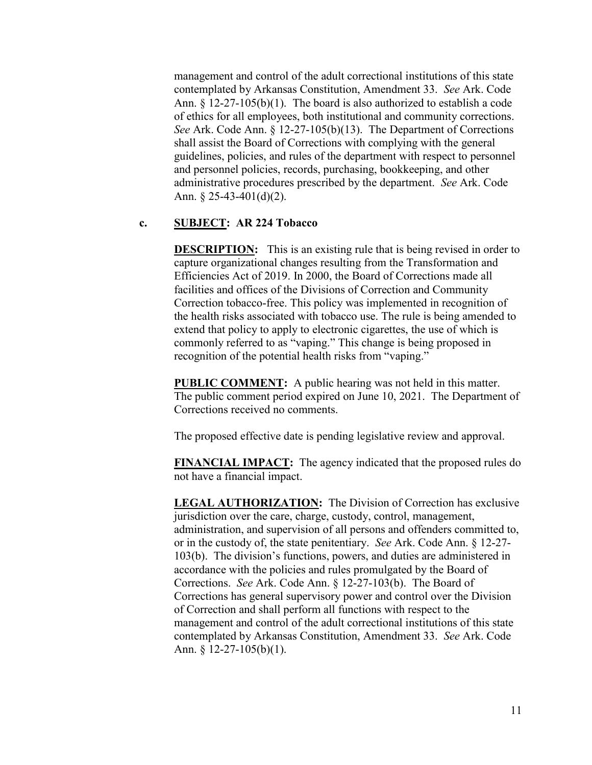management and control of the adult correctional institutions of this state contemplated by Arkansas Constitution, Amendment 33. *See* Ark. Code Ann. § 12-27-105(b)(1). The board is also authorized to establish a code of ethics for all employees, both institutional and community corrections. *See* Ark. Code Ann. § 12-27-105(b)(13). The Department of Corrections shall assist the Board of Corrections with complying with the general guidelines, policies, and rules of the department with respect to personnel and personnel policies, records, purchasing, bookkeeping, and other administrative procedures prescribed by the department. *See* Ark. Code Ann. § 25-43-401(d)(2).

**c. SUBJECT: AR 224 Tobacco**

**DESCRIPTION:** This is an existing rule that is being revised in order to capture organizational changes resulting from the Transformation and Efficiencies Act of 2019. In 2000, the Board of Corrections made all facilities and offices of the Divisions of Correction and Community Correction tobacco-free. This policy was implemented in recognition of the health risks associated with tobacco use. The rule is being amended to extend that policy to apply to electronic cigarettes, the use of which is commonly referred to as "vaping." This change is being proposed in recognition of the potential health risks from "vaping."

**PUBLIC COMMENT:** A public hearing was not held in this matter. The public comment period expired on June 10, 2021. The Department of Corrections received no comments.

The proposed effective date is pending legislative review and approval.

**FINANCIAL IMPACT:** The agency indicated that the proposed rules do not have a financial impact.

**LEGAL AUTHORIZATION:** The Division of Correction has exclusive jurisdiction over the care, charge, custody, control, management, administration, and supervision of all persons and offenders committed to, or in the custody of, the state penitentiary. *See* Ark. Code Ann. § 12-27-103(b). The division's functions, powers, and duties are administered in accordance with the policies and rules promulgated by the Board of Corrections. *See* Ark. Code Ann. § 12-27-103(b). The Board of Corrections has general supervisory power and control over the Division of Correction and shall perform all functions with respect to the management and control of the adult correctional institutions of this state contemplated by Arkansas Constitution, Amendment 33. *See* Ark. Code Ann. § 12-27-105(b)(1).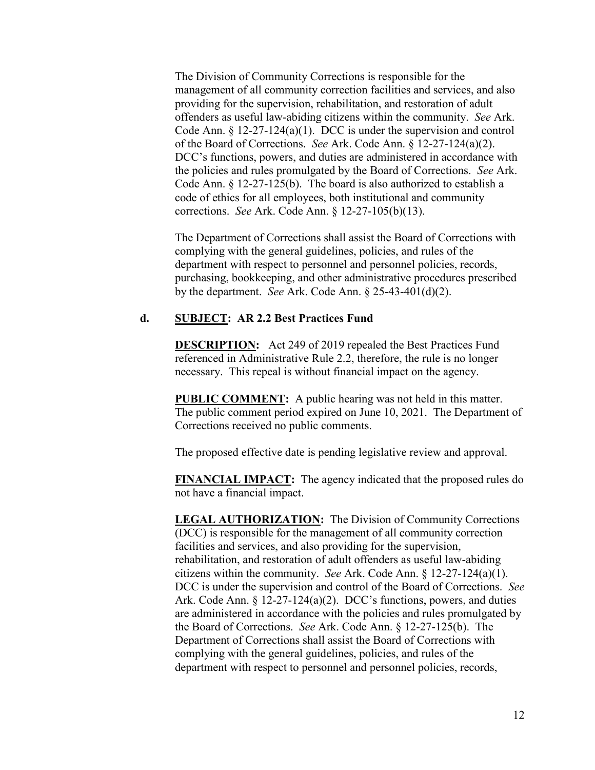The Division of Community Corrections is responsible for the management of all community correction facilities and services, and also providing for the supervision, rehabilitation, and restoration of adult offenders as useful law-abiding citizens within the community. *See* Ark. Code Ann. § 12-27-124(a)(1). DCC is under the supervision and control of the Board of Corrections. *See* Ark. Code Ann. § 12-27-124(a)(2). DCC's functions, powers, and duties are administered in accordance with the policies and rules promulgated by the Board of Corrections. *See* Ark. Code Ann. § 12-27-125(b). The board is also authorized to establish a code of ethics for all employees, both institutional and community corrections. *See* Ark. Code Ann. § 12-27-105(b)(13).

The Department of Corrections shall assist the Board of Corrections with complying with the general guidelines, policies, and rules of the department with respect to personnel and personnel policies, records, purchasing, bookkeeping, and other administrative procedures prescribed by the department. *See* Ark. Code Ann. § 25-43-401(d)(2).

**d. SUBJECT: AR 2.2 Best Practices Fund**

**DESCRIPTION:** Act 249 of 2019 repealed the Best Practices Fund referenced in Administrative Rule 2.2, therefore, the rule is no longer necessary. This repeal is without financial impact on the agency.

**PUBLIC COMMENT:** A public hearing was not held in this matter. The public comment period expired on June 10, 2021. The Department of Corrections received no public comments.

The proposed effective date is pending legislative review and approval.

**FINANCIAL IMPACT:** The agency indicated that the proposed rules do not have a financial impact.

**LEGAL AUTHORIZATION:** The Division of Community Corrections (DCC) is responsible for the management of all community correction facilities and services, and also providing for the supervision, rehabilitation, and restoration of adult offenders as useful law-abiding citizens within the community. *See* Ark. Code Ann. § 12-27-124(a)(1). DCC is under the supervision and control of the Board of Corrections. *See* Ark. Code Ann. § 12-27-124(a)(2). DCC's functions, powers, and duties are administered in accordance with the policies and rules promulgated by the Board of Corrections. *See* Ark. Code Ann. § 12-27-125(b). The Department of Corrections shall assist the Board of Corrections with complying with the general guidelines, policies, and rules of the department with respect to personnel and personnel policies, records,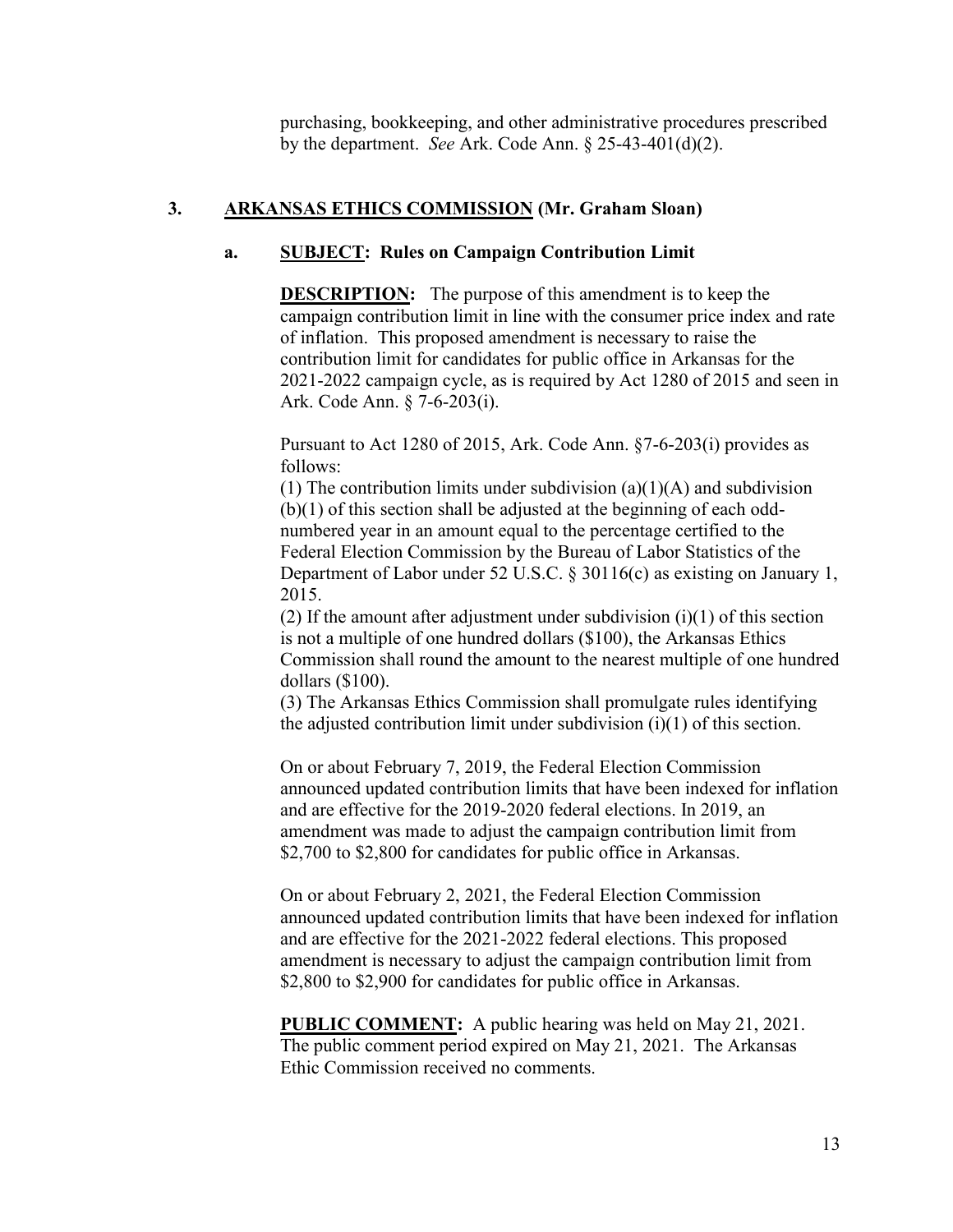purchasing, bookkeeping, and other administrative procedures prescribed by the department. *See* Ark. Code Ann. § 25-43-401(d)(2).

## 3. ARKANSAS ETHICS COMMISSION (Mr. Graham Sloan)

### a. SUBJECT: Rules on Campaign Contribution Limit

**DESCRIPTION:** The purpose of this amendment is to keep the campaign contribution limit in line with the consumer price index and rate of inflation. This proposed amendment is necessary to raise the contribution limit for candidates for public office in Arkansas for the 2021-2022 campaign cycle, as is required by Act 1280 of 2015 and seen in Ark. Code Ann. § 7-6-203(i).

Pursuant to Act 1280 of 2015, Ark. Code Ann. §7-6-203(i) provides as follows:
(1) The contribution limits under subdivision (a)(1)(A) and subdivision (b)(1) of this section shall be adjusted at the beginning of each odd-numbered year in an amount equal to the percentage certified to the Federal Election Commission by the Bureau of Labor Statistics of the Department of Labor under 52 U.S.C. § 30116(c) as existing on January 1, 2015.
(2) If the amount after adjustment under subdivision (i)(1) of this section is not a multiple of one hundred dollars ($100), the Arkansas Ethics Commission shall round the amount to the nearest multiple of one hundred dollars ($100).
(3) The Arkansas Ethics Commission shall promulgate rules identifying the adjusted contribution limit under subdivision (i)(1) of this section.

On or about February 7, 2019, the Federal Election Commission announced updated contribution limits that have been indexed for inflation and are effective for the 2019-2020 federal elections. In 2019, an amendment was made to adjust the campaign contribution limit from $2,700 to $2,800 for candidates for public office in Arkansas.

On or about February 2, 2021, the Federal Election Commission announced updated contribution limits that have been indexed for inflation and are effective for the 2021-2022 federal elections. This proposed amendment is necessary to adjust the campaign contribution limit from $2,800 to $2,900 for candidates for public office in Arkansas.

**PUBLIC COMMENT:** A public hearing was held on May 21, 2021. The public comment period expired on May 21, 2021. The Arkansas Ethic Commission received no comments.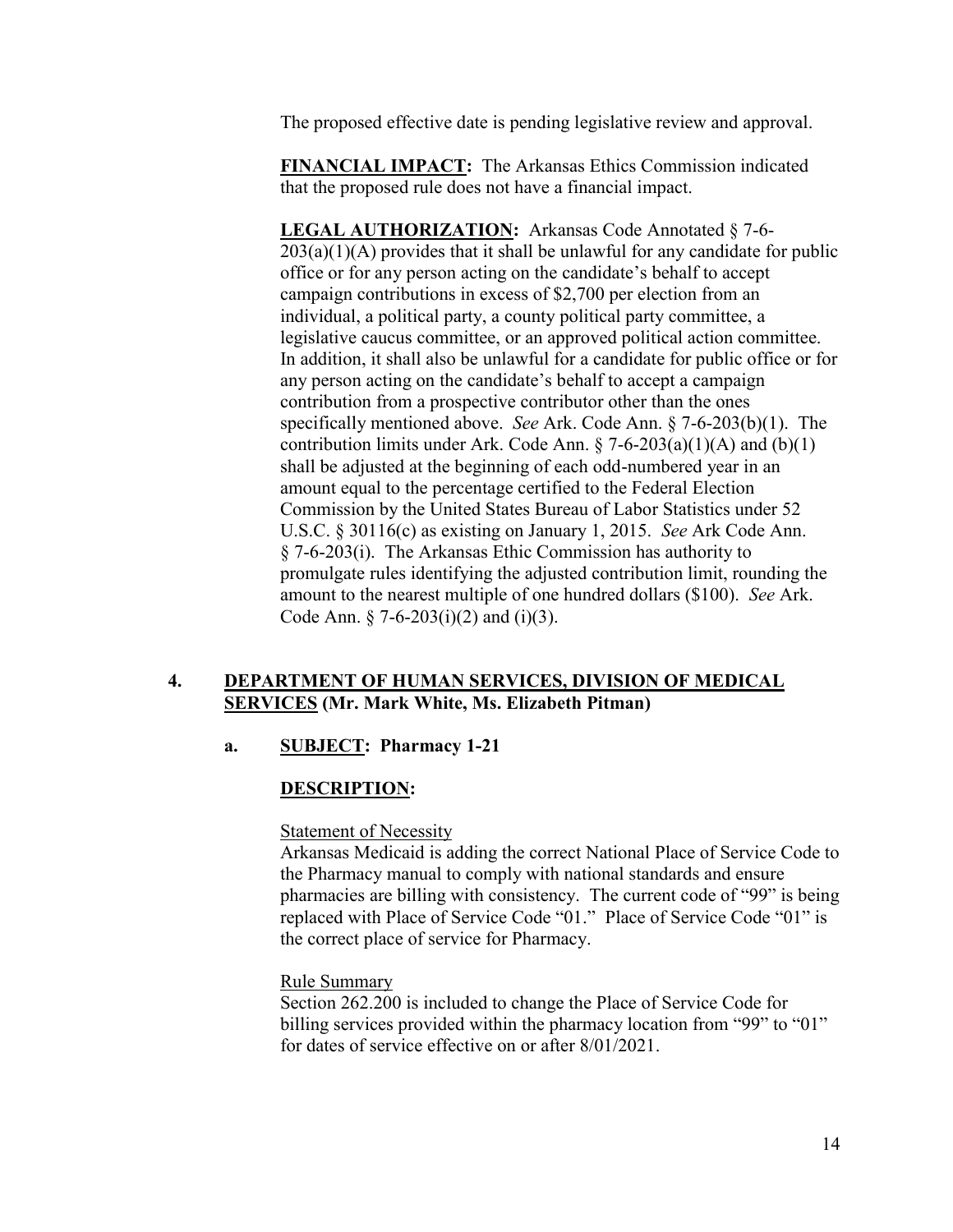The proposed effective date is pending legislative review and approval.

**FINANCIAL IMPACT:** The Arkansas Ethics Commission indicated that the proposed rule does not have a financial impact.

**LEGAL AUTHORIZATION:** Arkansas Code Annotated § 7-6-203(a)(1)(A) provides that it shall be unlawful for any candidate for public office or for any person acting on the candidate's behalf to accept campaign contributions in excess of $2,700 per election from an individual, a political party, a county political party committee, a legislative caucus committee, or an approved political action committee. In addition, it shall also be unlawful for a candidate for public office or for any person acting on the candidate's behalf to accept a campaign contribution from a prospective contributor other than the ones specifically mentioned above. *See* Ark. Code Ann. § 7-6-203(b)(1). The contribution limits under Ark. Code Ann. § 7-6-203(a)(1)(A) and (b)(1) shall be adjusted at the beginning of each odd-numbered year in an amount equal to the percentage certified to the Federal Election Commission by the United States Bureau of Labor Statistics under 52 U.S.C. § 30116(c) as existing on January 1, 2015. *See* Ark Code Ann. § 7-6-203(i). The Arkansas Ethic Commission has authority to promulgate rules identifying the adjusted contribution limit, rounding the amount to the nearest multiple of one hundred dollars ($100). *See* Ark. Code Ann. § 7-6-203(i)(2) and (i)(3).

## 4. DEPARTMENT OF HUMAN SERVICES, DIVISION OF MEDICAL SERVICES (Mr. Mark White, Ms. Elizabeth Pitman)

### a. SUBJECT: Pharmacy 1-21

**DESCRIPTION:**

Statement of Necessity

Arkansas Medicaid is adding the correct National Place of Service Code to the Pharmacy manual to comply with national standards and ensure pharmacies are billing with consistency. The current code of "99" is being replaced with Place of Service Code "01." Place of Service Code "01" is the correct place of service for Pharmacy.

Rule Summary

Section 262.200 is included to change the Place of Service Code for billing services provided within the pharmacy location from "99" to "01" for dates of service effective on or after 8/01/2021.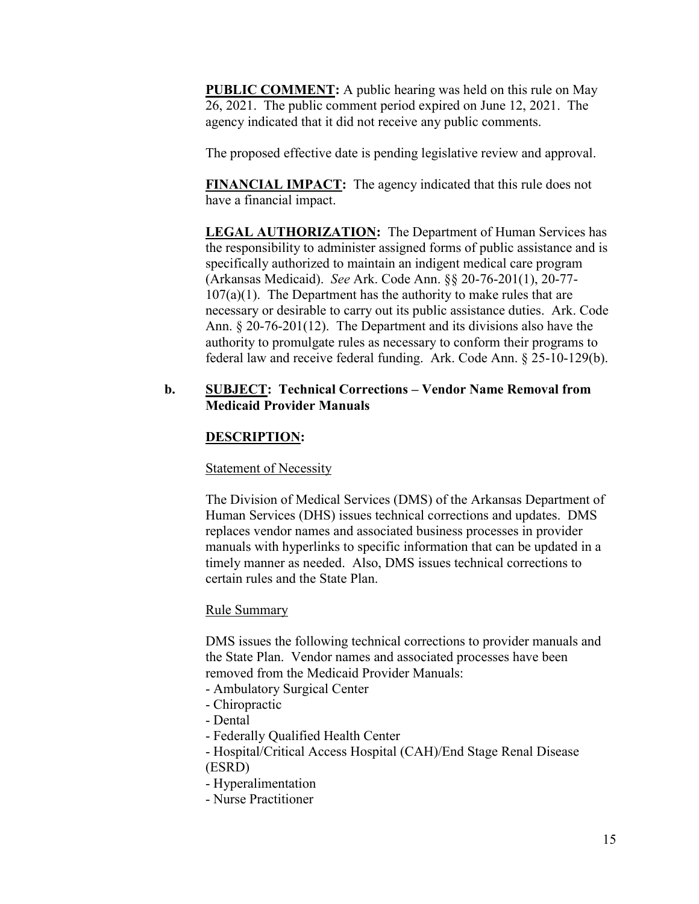**PUBLIC COMMENT:** A public hearing was held on this rule on May 26, 2021. The public comment period expired on June 12, 2021. The agency indicated that it did not receive any public comments.

The proposed effective date is pending legislative review and approval.

**FINANCIAL IMPACT:** The agency indicated that this rule does not have a financial impact.

**LEGAL AUTHORIZATION:** The Department of Human Services has the responsibility to administer assigned forms of public assistance and is specifically authorized to maintain an indigent medical care program (Arkansas Medicaid). *See* Ark. Code Ann. §§ 20-76-201(1), 20-77-107(a)(1). The Department has the authority to make rules that are necessary or desirable to carry out its public assistance duties. Ark. Code Ann. § 20-76-201(12). The Department and its divisions also have the authority to promulgate rules as necessary to conform their programs to federal law and receive federal funding. Ark. Code Ann. § 25-10-129(b).

**b. SUBJECT: Technical Corrections – Vendor Name Removal from Medicaid Provider Manuals**

**DESCRIPTION:**

Statement of Necessity

The Division of Medical Services (DMS) of the Arkansas Department of Human Services (DHS) issues technical corrections and updates. DMS replaces vendor names and associated business processes in provider manuals with hyperlinks to specific information that can be updated in a timely manner as needed. Also, DMS issues technical corrections to certain rules and the State Plan.

Rule Summary

DMS issues the following technical corrections to provider manuals and the State Plan. Vendor names and associated processes have been removed from the Medicaid Provider Manuals:

- Ambulatory Surgical Center
- Chiropractic
- Dental
- Federally Qualified Health Center
- Hospital/Critical Access Hospital (CAH)/End Stage Renal Disease (ESRD)
- Hyperalimentation
- Nurse Practitioner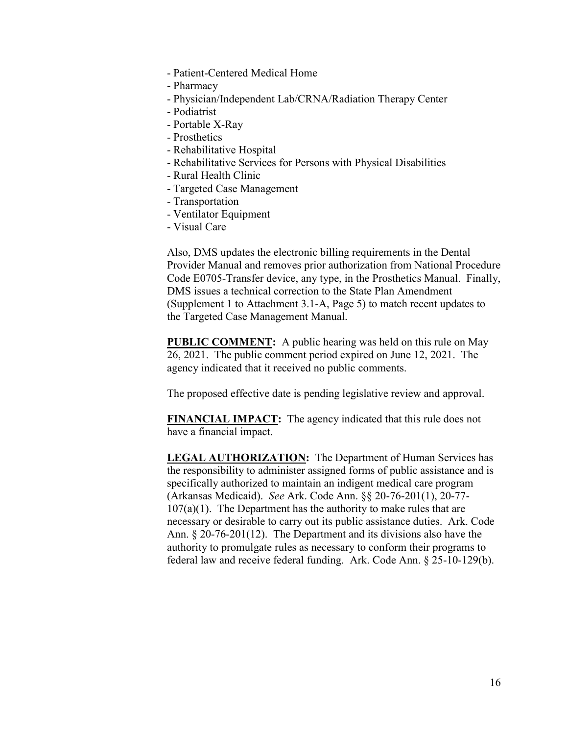- Patient-Centered Medical Home
- Pharmacy
- Physician/Independent Lab/CRNA/Radiation Therapy Center
- Podiatrist
- Portable X-Ray
- Prosthetics
- Rehabilitative Hospital
- Rehabilitative Services for Persons with Physical Disabilities
- Rural Health Clinic
- Targeted Case Management
- Transportation
- Ventilator Equipment
- Visual Care

Also, DMS updates the electronic billing requirements in the Dental Provider Manual and removes prior authorization from National Procedure Code E0705-Transfer device, any type, in the Prosthetics Manual. Finally, DMS issues a technical correction to the State Plan Amendment (Supplement 1 to Attachment 3.1-A, Page 5) to match recent updates to the Targeted Case Management Manual.

**PUBLIC COMMENT:** A public hearing was held on this rule on May 26, 2021. The public comment period expired on June 12, 2021. The agency indicated that it received no public comments.

The proposed effective date is pending legislative review and approval.

**FINANCIAL IMPACT:** The agency indicated that this rule does not have a financial impact.

**LEGAL AUTHORIZATION:** The Department of Human Services has the responsibility to administer assigned forms of public assistance and is specifically authorized to maintain an indigent medical care program (Arkansas Medicaid). *See* Ark. Code Ann. §§ 20-76-201(1), 20-77-107(a)(1). The Department has the authority to make rules that are necessary or desirable to carry out its public assistance duties. Ark. Code Ann. § 20-76-201(12). The Department and its divisions also have the authority to promulgate rules as necessary to conform their programs to federal law and receive federal funding. Ark. Code Ann. § 25-10-129(b).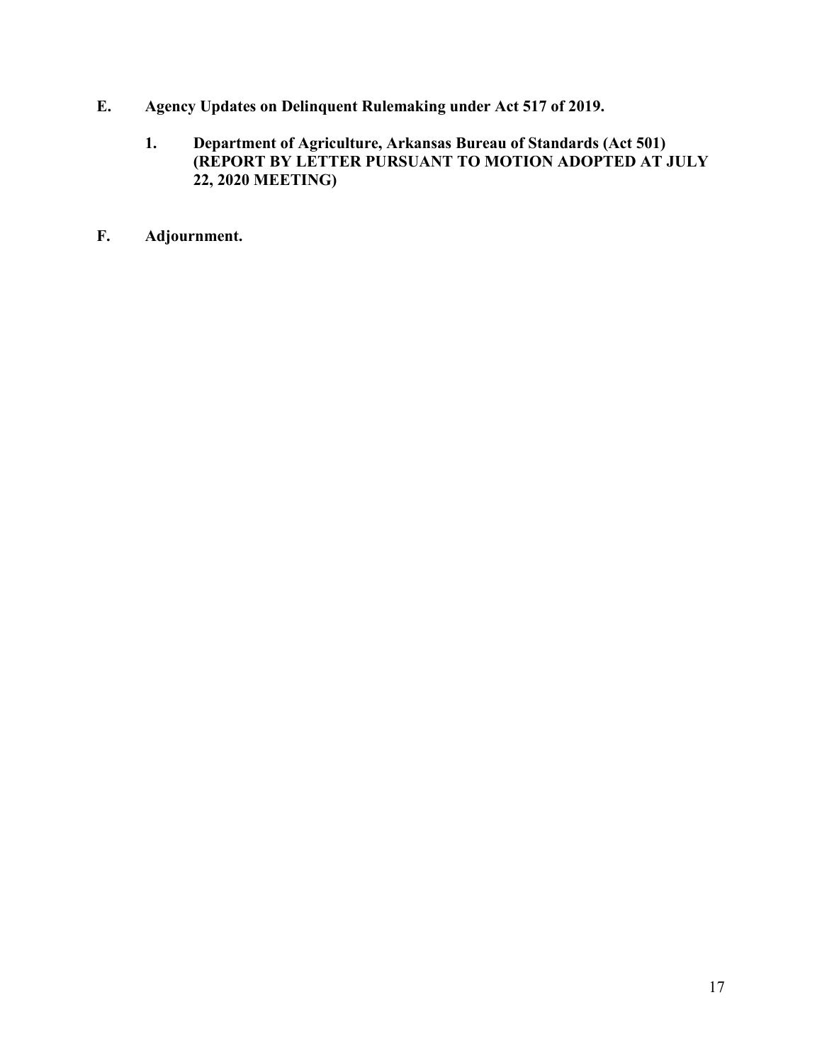**E. Agency Updates on Delinquent Rulemaking under Act 517 of 2019.**

**1. Department of Agriculture, Arkansas Bureau of Standards (Act 501) (REPORT BY LETTER PURSUANT TO MOTION ADOPTED AT JULY 22, 2020 MEETING)**

**F. Adjournment.**